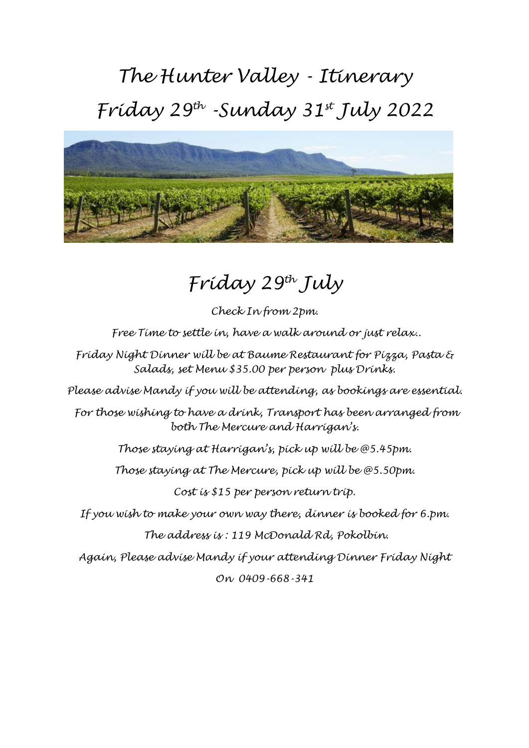# The Hunter Valley - Itinerary

# Friday 29th -Sunday 31st July 2022

## Friday 29th July

Check In from 2pm.

Free Time to settle in, have a walk around or just relax..

Friday Night Dinner will be at Baume Restaurant for Pizza, Pasta & Salads, set Menu $35.00 per person plus Drinks.

Please advise Mandy if you will be attending, as bookings are essential.

For those wishing to have a drink, Transport has been arranged from both The Mercure and Harrigan's.

Those staying at Harrigan's, pick up will be @5.45pm.

Those staying at The Mercure, pick up will be @5.50pm.

Cost is $15 per person return trip.

If you wish to make your own way there, dinner is booked for 6.pm.

The address is : 119 McDonald Rd, Pokolbin.

Again, Please advise Mandy if your attending Dinner Friday Night

On 0409-668-341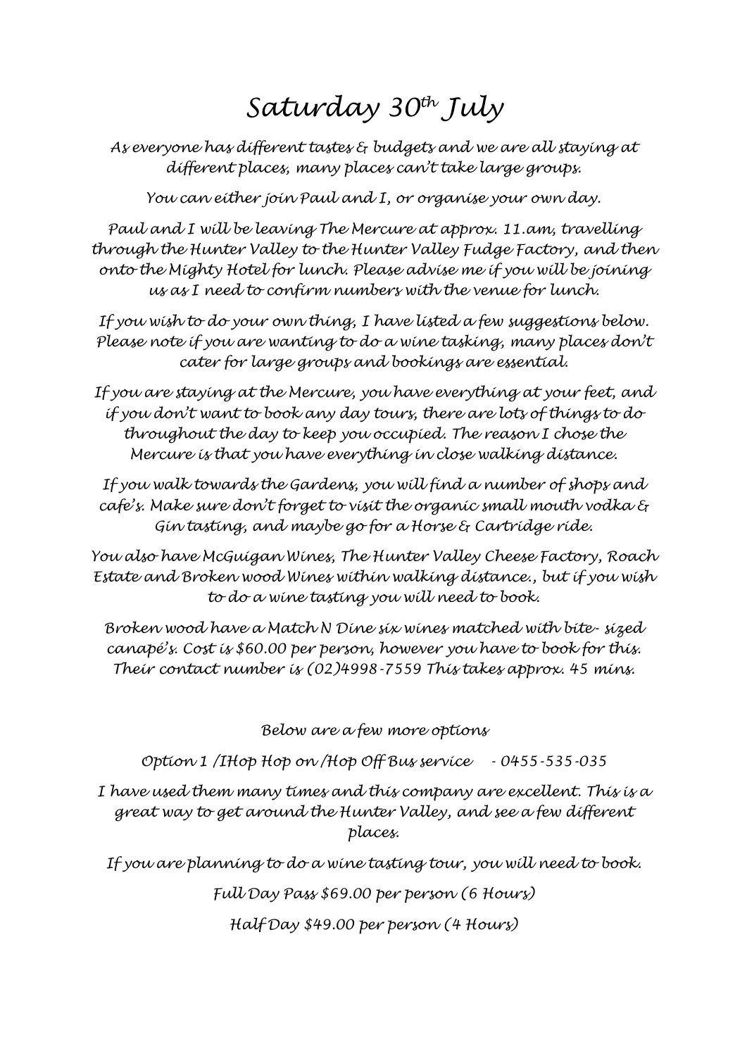# Saturday 30th July

*As everyone has different tastes & budgets and we are all staying at different places, many places can't take large groups.*

*You can either join Paul and I, or organise your own day.*

*Paul and I will be leaving The Mercure at approx. 11.am, travelling through the Hunter Valley to the Hunter Valley Fudge Factory, and then onto the Mighty Hotel for lunch. Please advise me if you will be joining us as I need to confirm numbers with the venue for lunch.*

*If you wish to do your own thing, I have listed a few suggestions below. Please note if you are wanting to do a wine tasking, many places don't cater for large groups and bookings are essential.*

*If you are staying at the Mercure, you have everything at your feet, and if you don't want to book any day tours, there are lots of things to do throughout the day to keep you occupied. The reason I chose the Mercure is that you have everything in close walking distance.*

*If you walk towards the Gardens, you will find a number of shops and cafe's. Make sure don't forget to visit the organic small mouth vodka & Gin tasting, and maybe go for a Horse & Cartridge ride.*

*You also have McGuigan Wines, The Hunter Valley Cheese Factory, Roach Estate and Broken wood Wines within walking distance., but if you wish to do a wine tasting you will need to book.*

*Broken wood have a Match N Dine six wines matched with bite- sized canapé's. Cost is $60.00 per person, however you have to book for this. Their contact number is (02)4998-7559 This takes approx. 45 mins.*

*Below are a few more options*

*Option 1 /IHop Hop on /Hop Off Bus service - 0455-535-035*

*I have used them many times and this company are excellent. This is a great way to get around the Hunter Valley, and see a few different places.*

*If you are planning to do a wine tasting tour, you will need to book.*

*Full Day Pass $69.00 per person (6 Hours)*

*Half Day $49.00 per person (4 Hours)*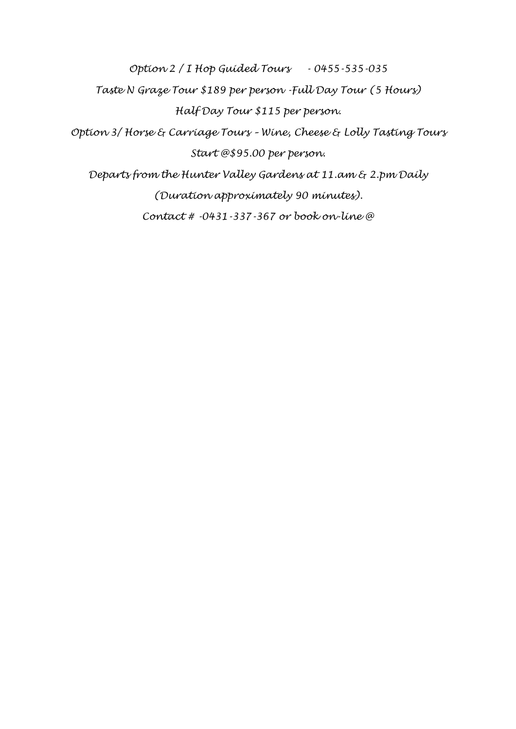Option 2 / I Hop Guided Tours - 0455-535-035

Taste N Graze Tour $189 per person -Full Day Tour (5 Hours)

Half Day Tour $115 per person.

Option 3/ Horse & Carriage Tours – Wine, Cheese & Lolly Tasting Tours

Start @$95.00 per person.

Departs from the Hunter Valley Gardens at 11.am & 2.pm Daily

(Duration approximately 90 minutes).

Contact # -0431-337-367 or book on-line @